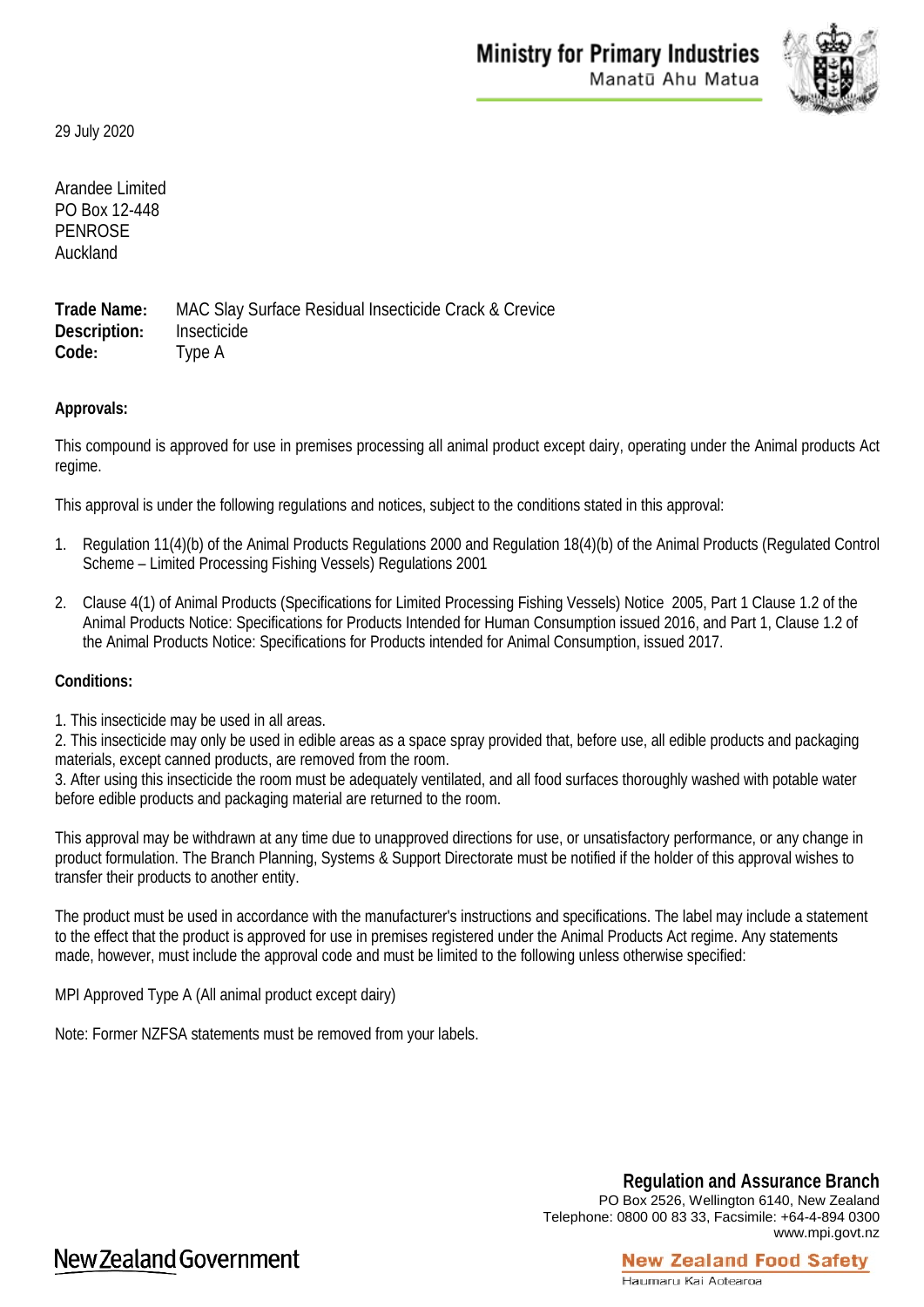Ministry for Primary Industries
Manatū Ahu Matua

29 July 2020

Arandee Limited
PO Box 12-448
PENROSE
Auckland

**Trade Name:** MAC Slay Surface Residual Insecticide Crack & Crevice
**Description:** Insecticide
**Code:** Type A

**Approvals:**

This compound is approved for use in premises processing all animal product except dairy, operating under the Animal products Act regime.

This approval is under the following regulations and notices, subject to the conditions stated in this approval:

1. Regulation 11(4)(b) of the Animal Products Regulations 2000 and Regulation 18(4)(b) of the Animal Products (Regulated Control Scheme – Limited Processing Fishing Vessels) Regulations 2001
2. Clause 4(1) of Animal Products (Specifications for Limited Processing Fishing Vessels) Notice 2005, Part 1 Clause 1.2 of the Animal Products Notice: Specifications for Products Intended for Human Consumption issued 2016, and Part 1, Clause 1.2 of the Animal Products Notice: Specifications for Products intended for Animal Consumption, issued 2017.

**Conditions:**

1. This insecticide may be used in all areas.
2. This insecticide may only be used in edible areas as a space spray provided that, before use, all edible products and packaging materials, except canned products, are removed from the room.
3. After using this insecticide the room must be adequately ventilated, and all food surfaces thoroughly washed with potable water before edible products and packaging material are returned to the room.

This approval may be withdrawn at any time due to unapproved directions for use, or unsatisfactory performance, or any change in product formulation. The Branch Planning, Systems & Support Directorate must be notified if the holder of this approval wishes to transfer their products to another entity.

The product must be used in accordance with the manufacturer's instructions and specifications. The label may include a statement to the effect that the product is approved for use in premises registered under the Animal Products Act regime. Any statements made, however, must include the approval code and must be limited to the following unless otherwise specified:

MPI Approved Type A (All animal product except dairy)

Note: Former NZFSA statements must be removed from your labels.

**Regulation and Assurance Branch**
PO Box 2526, Wellington 6140, New Zealand
Telephone: 0800 00 83 33, Facsimile: +64-4-894 0300
www.mpi.govt.nz

New Zealand Government

New Zealand Food Safety
Haumaru Kai Aotearoa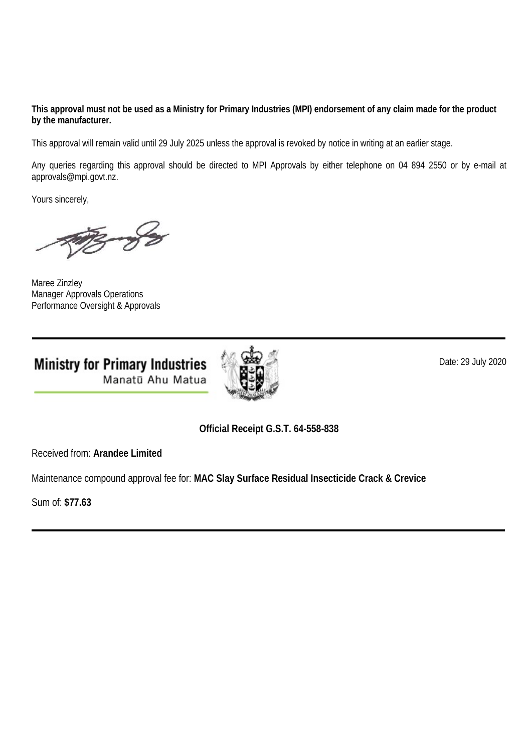**This approval must not be used as a Ministry for Primary Industries (MPI) endorsement of any claim made for the product by the manufacturer.**

This approval will remain valid until 29 July 2025 unless the approval is revoked by notice in writing at an earlier stage.

Any queries regarding this approval should be directed to MPI Approvals by either telephone on 04 894 2550 or by e-mail at approvals@mpi.govt.nz.

Yours sincerely,

Maree Zinzley
Manager Approvals Operations
Performance Oversight & Approvals

---

**Ministry for Primary Industries**
Manatū Ahu Matua

Date: 29 July 2020

**Official Receipt G.S.T. 64-558-838**

Received from: **Arandee Limited**

Maintenance compound approval fee for: **MAC Slay Surface Residual Insecticide Crack & Crevice**

Sum of: **$77.63**

---